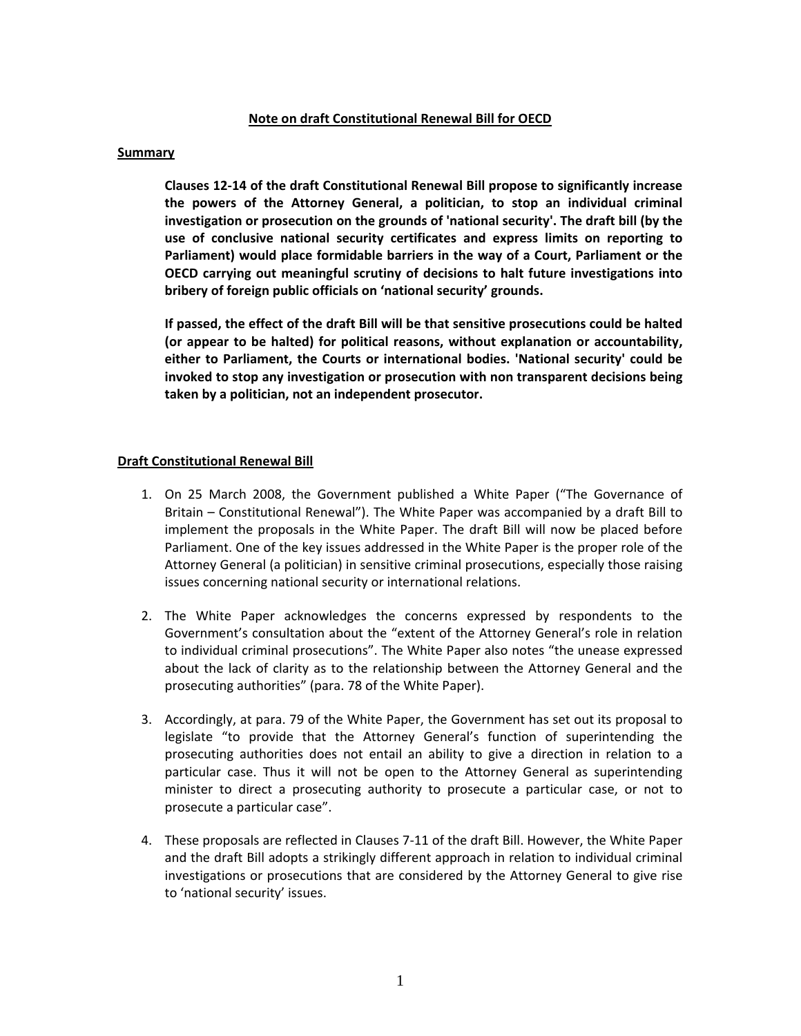**Note on draft Constitutional Renewal Bill for OECD**

**Summary**

**Clauses 12-14 of the draft Constitutional Renewal Bill propose to significantly increase the powers of the Attorney General, a politician, to stop an individual criminal investigation or prosecution on the grounds of 'national security'. The draft bill (by the use of conclusive national security certificates and express limits on reporting to Parliament) would place formidable barriers in the way of a Court, Parliament or the OECD carrying out meaningful scrutiny of decisions to halt future investigations into bribery of foreign public officials on 'national security' grounds.**

**If passed, the effect of the draft Bill will be that sensitive prosecutions could be halted (or appear to be halted) for political reasons, without explanation or accountability, either to Parliament, the Courts or international bodies. 'National security' could be invoked to stop any investigation or prosecution with non transparent decisions being taken by a politician, not an independent prosecutor.**

**Draft Constitutional Renewal Bill**

1. On 25 March 2008, the Government published a White Paper ("The Governance of Britain – Constitutional Renewal"). The White Paper was accompanied by a draft Bill to implement the proposals in the White Paper. The draft Bill will now be placed before Parliament. One of the key issues addressed in the White Paper is the proper role of the Attorney General (a politician) in sensitive criminal prosecutions, especially those raising issues concerning national security or international relations.

2. The White Paper acknowledges the concerns expressed by respondents to the Government's consultation about the "extent of the Attorney General's role in relation to individual criminal prosecutions". The White Paper also notes "the unease expressed about the lack of clarity as to the relationship between the Attorney General and the prosecuting authorities" (para. 78 of the White Paper).

3. Accordingly, at para. 79 of the White Paper, the Government has set out its proposal to legislate "to provide that the Attorney General's function of superintending the prosecuting authorities does not entail an ability to give a direction in relation to a particular case. Thus it will not be open to the Attorney General as superintending minister to direct a prosecuting authority to prosecute a particular case, or not to prosecute a particular case".

4. These proposals are reflected in Clauses 7-11 of the draft Bill. However, the White Paper and the draft Bill adopts a strikingly different approach in relation to individual criminal investigations or prosecutions that are considered by the Attorney General to give rise to 'national security' issues.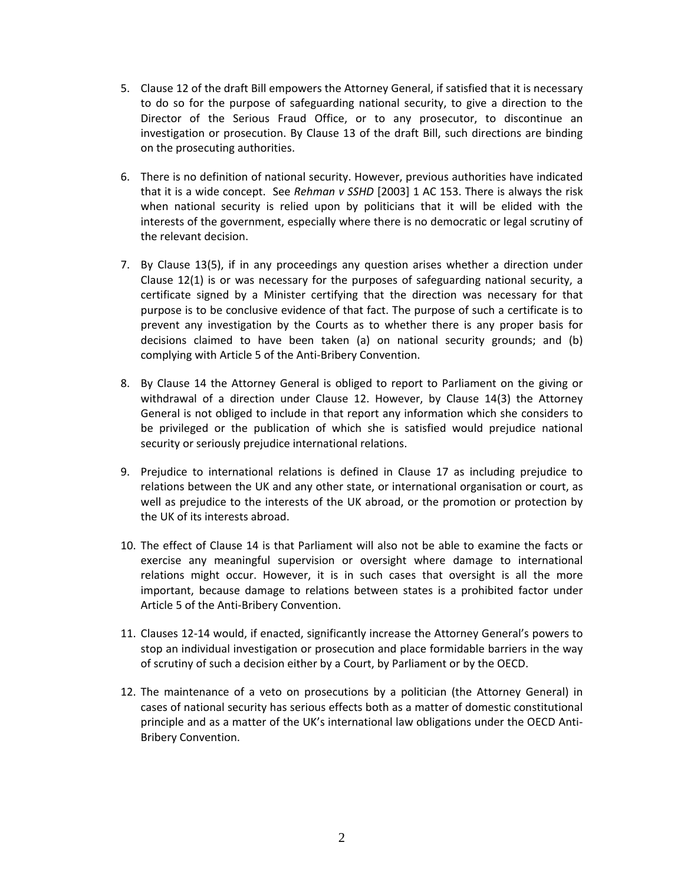5. Clause 12 of the draft Bill empowers the Attorney General, if satisfied that it is necessary to do so for the purpose of safeguarding national security, to give a direction to the Director of the Serious Fraud Office, or to any prosecutor, to discontinue an investigation or prosecution. By Clause 13 of the draft Bill, such directions are binding on the prosecuting authorities.

6. There is no definition of national security. However, previous authorities have indicated that it is a wide concept. See *Rehman v SSHD* [2003] 1 AC 153. There is always the risk when national security is relied upon by politicians that it will be elided with the interests of the government, especially where there is no democratic or legal scrutiny of the relevant decision.

7. By Clause 13(5), if in any proceedings any question arises whether a direction under Clause 12(1) is or was necessary for the purposes of safeguarding national security, a certificate signed by a Minister certifying that the direction was necessary for that purpose is to be conclusive evidence of that fact. The purpose of such a certificate is to prevent any investigation by the Courts as to whether there is any proper basis for decisions claimed to have been taken (a) on national security grounds; and (b) complying with Article 5 of the Anti-Bribery Convention.

8. By Clause 14 the Attorney General is obliged to report to Parliament on the giving or withdrawal of a direction under Clause 12. However, by Clause 14(3) the Attorney General is not obliged to include in that report any information which she considers to be privileged or the publication of which she is satisfied would prejudice national security or seriously prejudice international relations.

9. Prejudice to international relations is defined in Clause 17 as including prejudice to relations between the UK and any other state, or international organisation or court, as well as prejudice to the interests of the UK abroad, or the promotion or protection by the UK of its interests abroad.

10. The effect of Clause 14 is that Parliament will also not be able to examine the facts or exercise any meaningful supervision or oversight where damage to international relations might occur. However, it is in such cases that oversight is all the more important, because damage to relations between states is a prohibited factor under Article 5 of the Anti-Bribery Convention.

11. Clauses 12-14 would, if enacted, significantly increase the Attorney General's powers to stop an individual investigation or prosecution and place formidable barriers in the way of scrutiny of such a decision either by a Court, by Parliament or by the OECD.

12. The maintenance of a veto on prosecutions by a politician (the Attorney General) in cases of national security has serious effects both as a matter of domestic constitutional principle and as a matter of the UK's international law obligations under the OECD Anti-Bribery Convention.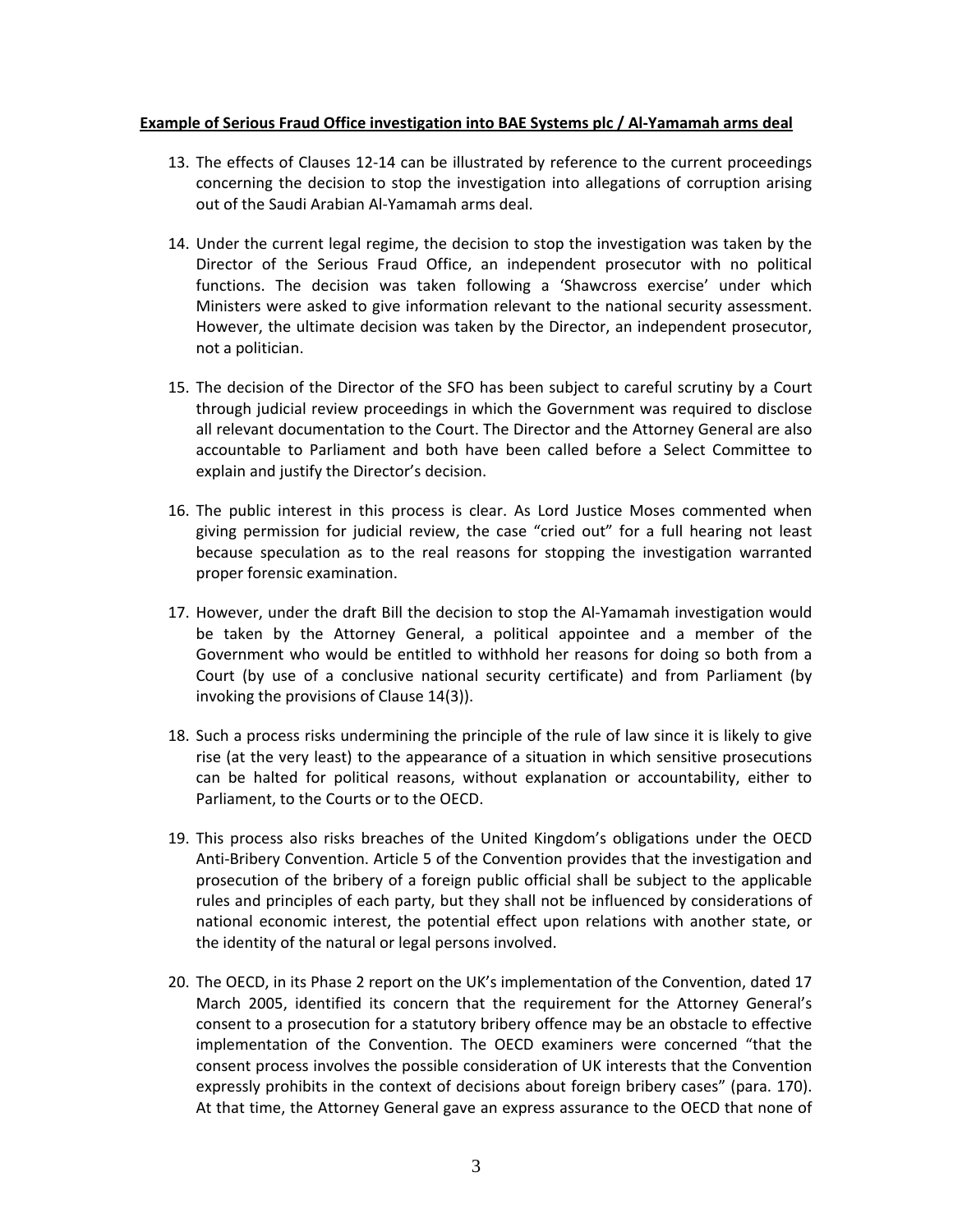**Example of Serious Fraud Office investigation into BAE Systems plc / Al-Yamamah arms deal**

13. The effects of Clauses 12-14 can be illustrated by reference to the current proceedings concerning the decision to stop the investigation into allegations of corruption arising out of the Saudi Arabian Al-Yamamah arms deal.

14. Under the current legal regime, the decision to stop the investigation was taken by the Director of the Serious Fraud Office, an independent prosecutor with no political functions. The decision was taken following a 'Shawcross exercise' under which Ministers were asked to give information relevant to the national security assessment. However, the ultimate decision was taken by the Director, an independent prosecutor, not a politician.

15. The decision of the Director of the SFO has been subject to careful scrutiny by a Court through judicial review proceedings in which the Government was required to disclose all relevant documentation to the Court. The Director and the Attorney General are also accountable to Parliament and both have been called before a Select Committee to explain and justify the Director's decision.

16. The public interest in this process is clear. As Lord Justice Moses commented when giving permission for judicial review, the case "cried out" for a full hearing not least because speculation as to the real reasons for stopping the investigation warranted proper forensic examination.

17. However, under the draft Bill the decision to stop the Al-Yamamah investigation would be taken by the Attorney General, a political appointee and a member of the Government who would be entitled to withhold her reasons for doing so both from a Court (by use of a conclusive national security certificate) and from Parliament (by invoking the provisions of Clause 14(3)).

18. Such a process risks undermining the principle of the rule of law since it is likely to give rise (at the very least) to the appearance of a situation in which sensitive prosecutions can be halted for political reasons, without explanation or accountability, either to Parliament, to the Courts or to the OECD.

19. This process also risks breaches of the United Kingdom's obligations under the OECD Anti-Bribery Convention. Article 5 of the Convention provides that the investigation and prosecution of the bribery of a foreign public official shall be subject to the applicable rules and principles of each party, but they shall not be influenced by considerations of national economic interest, the potential effect upon relations with another state, or the identity of the natural or legal persons involved.

20. The OECD, in its Phase 2 report on the UK's implementation of the Convention, dated 17 March 2005, identified its concern that the requirement for the Attorney General's consent to a prosecution for a statutory bribery offence may be an obstacle to effective implementation of the Convention. The OECD examiners were concerned "that the consent process involves the possible consideration of UK interests that the Convention expressly prohibits in the context of decisions about foreign bribery cases" (para. 170). At that time, the Attorney General gave an express assurance to the OECD that none of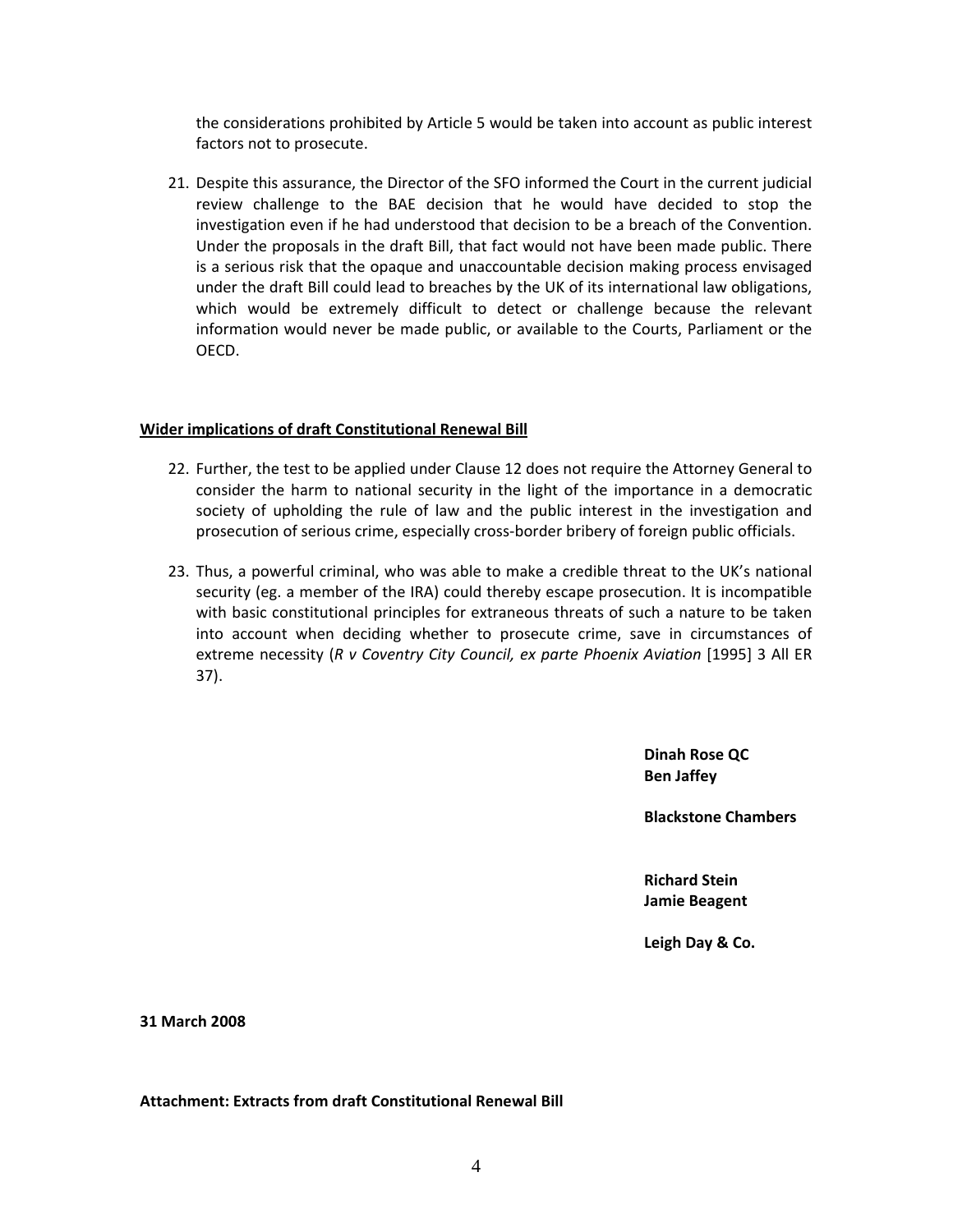the considerations prohibited by Article 5 would be taken into account as public interest factors not to prosecute.

21. Despite this assurance, the Director of the SFO informed the Court in the current judicial review challenge to the BAE decision that he would have decided to stop the investigation even if he had understood that decision to be a breach of the Convention. Under the proposals in the draft Bill, that fact would not have been made public. There is a serious risk that the opaque and unaccountable decision making process envisaged under the draft Bill could lead to breaches by the UK of its international law obligations, which would be extremely difficult to detect or challenge because the relevant information would never be made public, or available to the Courts, Parliament or the OECD.

**Wider implications of draft Constitutional Renewal Bill**

22. Further, the test to be applied under Clause 12 does not require the Attorney General to consider the harm to national security in the light of the importance in a democratic society of upholding the rule of law and the public interest in the investigation and prosecution of serious crime, especially cross-border bribery of foreign public officials.

23. Thus, a powerful criminal, who was able to make a credible threat to the UK's national security (eg. a member of the IRA) could thereby escape prosecution. It is incompatible with basic constitutional principles for extraneous threats of such a nature to be taken into account when deciding whether to prosecute crime, save in circumstances of extreme necessity (*R v Coventry City Council, ex parte Phoenix Aviation* [1995] 3 All ER 37).

**Dinah Rose QC**
**Ben Jaffey**

**Blackstone Chambers**

**Richard Stein**
**Jamie Beagent**

**Leigh Day & Co.**

**31 March 2008**

**Attachment: Extracts from draft Constitutional Renewal Bill**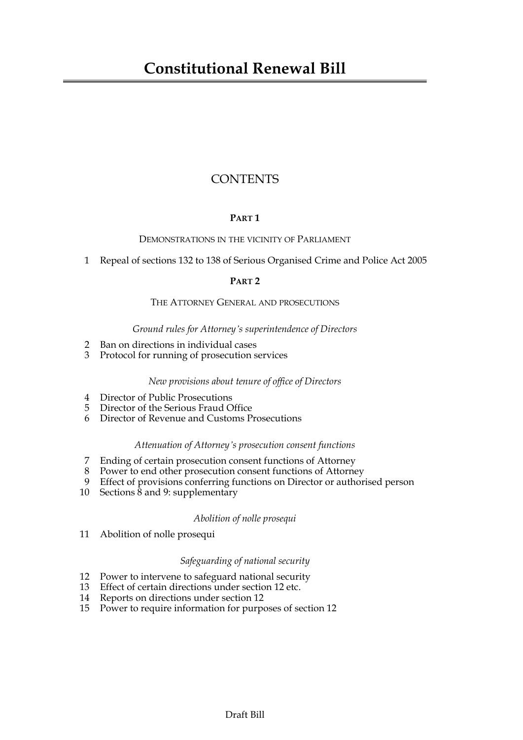# Constitutional Renewal Bill

## CONTENTS

**PART 1**

DEMONSTRATIONS IN THE VICINITY OF PARLIAMENT

1 Repeal of sections 132 to 138 of Serious Organised Crime and Police Act 2005

**PART 2**

THE ATTORNEY GENERAL AND PROSECUTIONS

*Ground rules for Attorney's superintendence of Directors*

2 Ban on directions in individual cases
3 Protocol for running of prosecution services

*New provisions about tenure of office of Directors*

4 Director of Public Prosecutions
5 Director of the Serious Fraud Office
6 Director of Revenue and Customs Prosecutions

*Attenuation of Attorney's prosecution consent functions*

7 Ending of certain prosecution consent functions of Attorney
8 Power to end other prosecution consent functions of Attorney
9 Effect of provisions conferring functions on Director or authorised person
10 Sections 8 and 9: supplementary

*Abolition of nolle prosequi*

11 Abolition of nolle prosequi

*Safeguarding of national security*

12 Power to intervene to safeguard national security
13 Effect of certain directions under section 12 etc.
14 Reports on directions under section 12
15 Power to require information for purposes of section 12

Draft Bill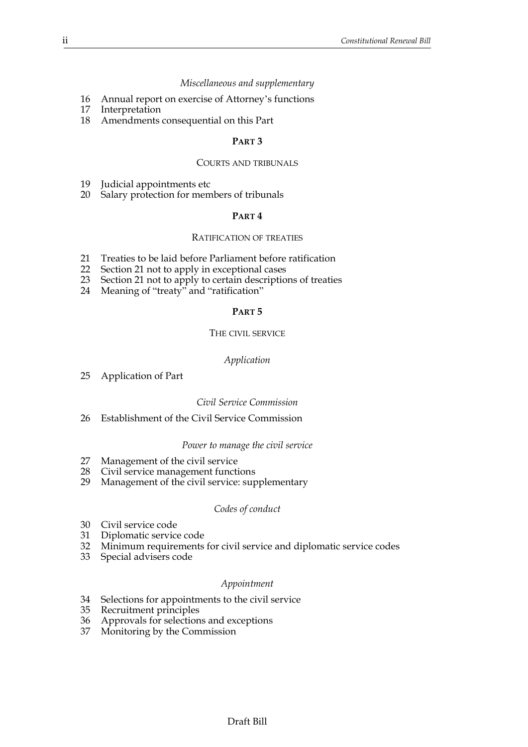*Miscellaneous and supplementary*

16 Annual report on exercise of Attorney's functions
17 Interpretation
18 Amendments consequential on this Part

## PART 3

### COURTS AND TRIBUNALS

19 Judicial appointments etc
20 Salary protection for members of tribunals

## PART 4

### RATIFICATION OF TREATIES

21 Treaties to be laid before Parliament before ratification
22 Section 21 not to apply in exceptional cases
23 Section 21 not to apply to certain descriptions of treaties
24 Meaning of "treaty" and "ratification"

## PART 5

### THE CIVIL SERVICE

*Application*

25 Application of Part

*Civil Service Commission*

26 Establishment of the Civil Service Commission

*Power to manage the civil service*

27 Management of the civil service
28 Civil service management functions
29 Management of the civil service: supplementary

*Codes of conduct*

30 Civil service code
31 Diplomatic service code
32 Minimum requirements for civil service and diplomatic service codes
33 Special advisers code

*Appointment*

34 Selections for appointments to the civil service
35 Recruitment principles
36 Approvals for selections and exceptions
37 Monitoring by the Commission

Draft Bill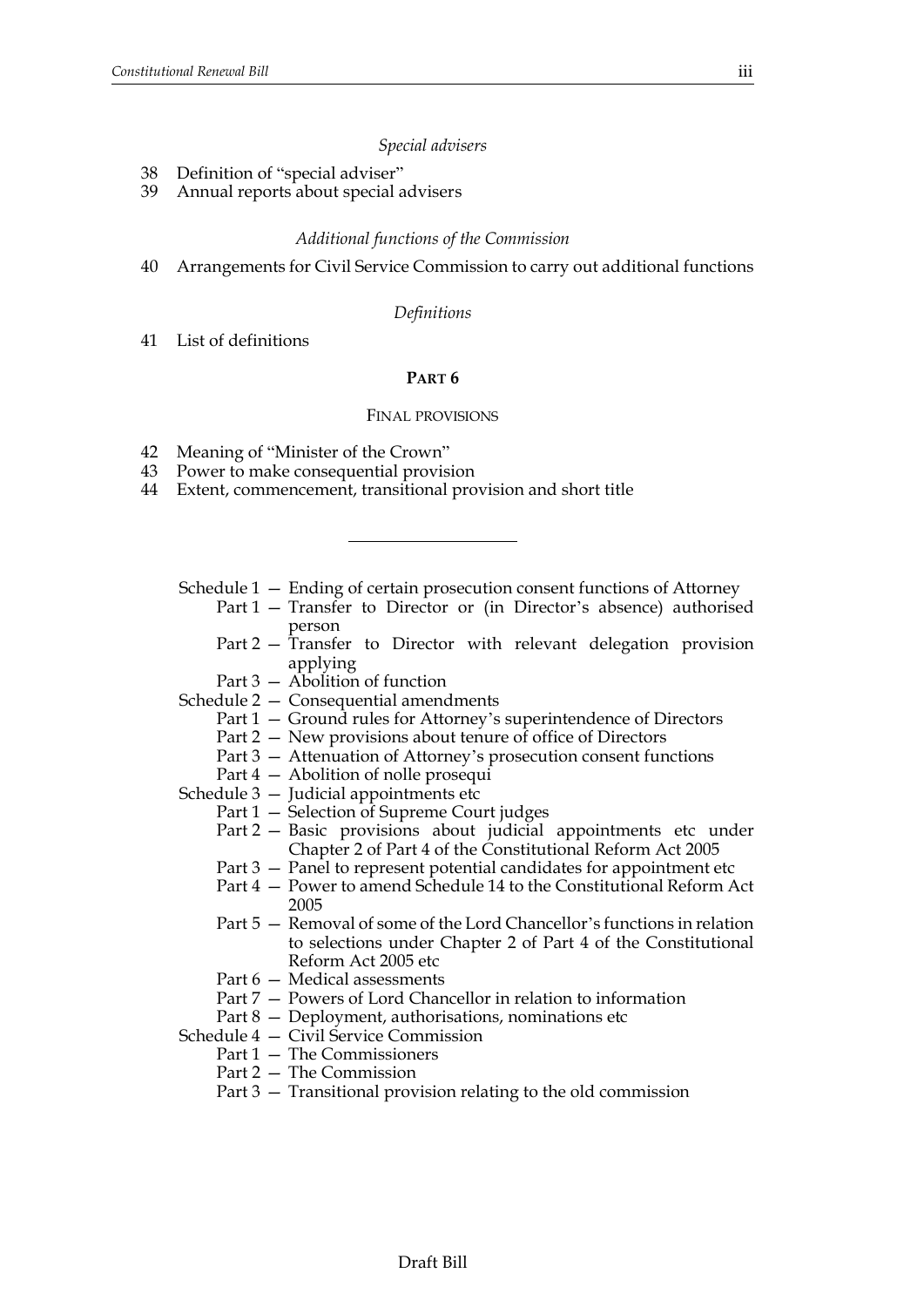*Special advisers*

38 Definition of "special adviser"
39 Annual reports about special advisers

*Additional functions of the Commission*

40 Arrangements for Civil Service Commission to carry out additional functions

*Definitions*

41 List of definitions

**PART 6**

FINAL PROVISIONS

42 Meaning of "Minister of the Crown"
43 Power to make consequential provision
44 Extent, commencement, transitional provision and short title

---

Schedule 1 — Ending of certain prosecution consent functions of Attorney
- Part 1 — Transfer to Director or (in Director's absence) authorised person
- Part 2 — Transfer to Director with relevant delegation provision applying
- Part 3 — Abolition of function

Schedule 2 — Consequential amendments
- Part 1 — Ground rules for Attorney's superintendence of Directors
- Part 2 — New provisions about tenure of office of Directors
- Part 3 — Attenuation of Attorney's prosecution consent functions
- Part 4 — Abolition of nolle prosequi

Schedule 3 — Judicial appointments etc
- Part 1 — Selection of Supreme Court judges
- Part 2 — Basic provisions about judicial appointments etc under Chapter 2 of Part 4 of the Constitutional Reform Act 2005
- Part 3 — Panel to represent potential candidates for appointment etc
- Part 4 — Power to amend Schedule 14 to the Constitutional Reform Act 2005
- Part 5 — Removal of some of the Lord Chancellor's functions in relation to selections under Chapter 2 of Part 4 of the Constitutional Reform Act 2005 etc
- Part 6 — Medical assessments
- Part 7 — Powers of Lord Chancellor in relation to information
- Part 8 — Deployment, authorisations, nominations etc

Schedule 4 — Civil Service Commission
- Part 1 — The Commissioners
- Part 2 — The Commission
- Part 3 — Transitional provision relating to the old commission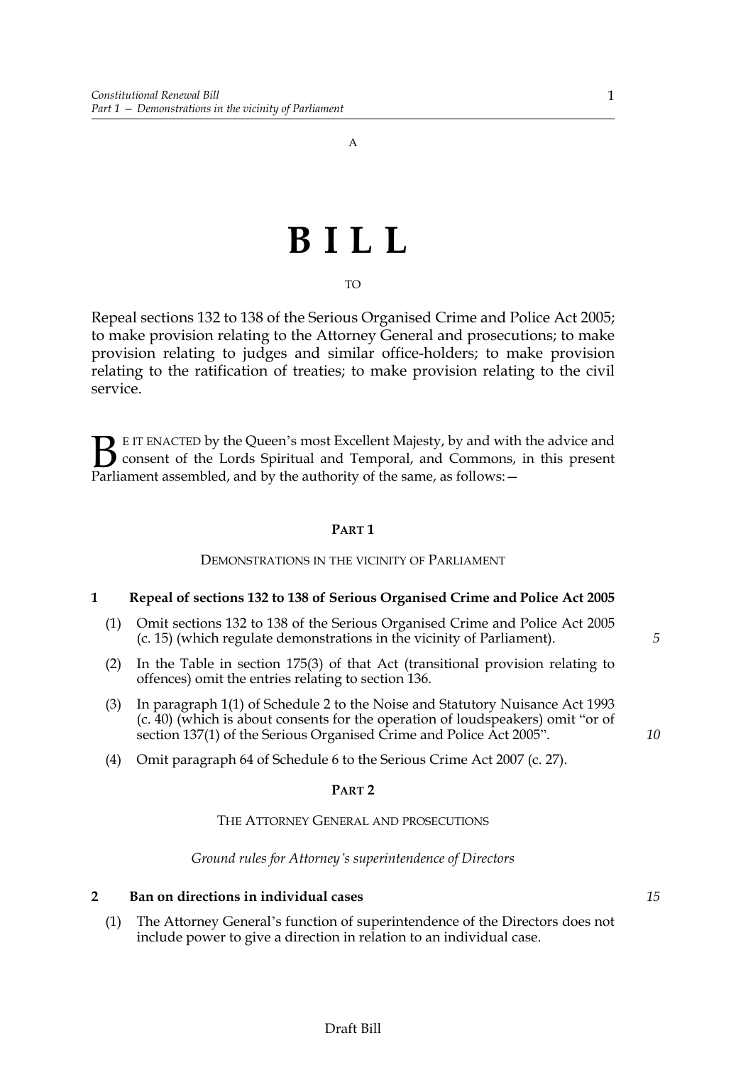A

# B I L L

TO

Repeal sections 132 to 138 of the Serious Organised Crime and Police Act 2005; to make provision relating to the Attorney General and prosecutions; to make provision relating to judges and similar office-holders; to make provision relating to the ratification of treaties; to make provision relating to the civil service.

BE IT ENACTED by the Queen's most Excellent Majesty, by and with the advice and consent of the Lords Spiritual and Temporal, and Commons, in this present Parliament assembled, and by the authority of the same, as follows:—

## PART 1

### DEMONSTRATIONS IN THE VICINITY OF PARLIAMENT

**1 Repeal of sections 132 to 138 of Serious Organised Crime and Police Act 2005**

(1) Omit sections 132 to 138 of the Serious Organised Crime and Police Act 2005 (c. 15) (which regulate demonstrations in the vicinity of Parliament).

(2) In the Table in section 175(3) of that Act (transitional provision relating to offences) omit the entries relating to section 136.

(3) In paragraph 1(1) of Schedule 2 to the Noise and Statutory Nuisance Act 1993 (c. 40) (which is about consents for the operation of loudspeakers) omit "or of section 137(1) of the Serious Organised Crime and Police Act 2005".

(4) Omit paragraph 64 of Schedule 6 to the Serious Crime Act 2007 (c. 27).

## PART 2

### THE ATTORNEY GENERAL AND PROSECUTIONS

*Ground rules for Attorney's superintendence of Directors*

**2 Ban on directions in individual cases**

(1) The Attorney General's function of superintendence of the Directors does not include power to give a direction in relation to an individual case.

Draft Bill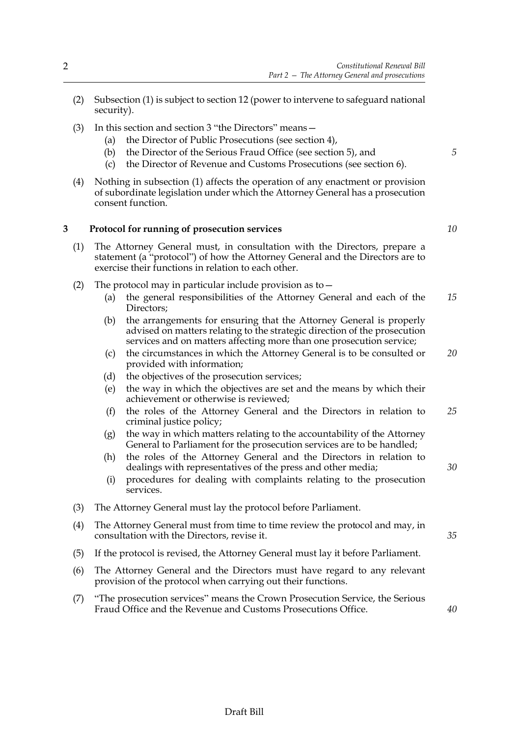(2) Subsection (1) is subject to section 12 (power to intervene to safeguard national security).

(3) In this section and section 3 "the Directors" means—

  (a) the Director of Public Prosecutions (see section 4),

  (b) the Director of the Serious Fraud Office (see section 5), and

  (c) the Director of Revenue and Customs Prosecutions (see section 6).

(4) Nothing in subsection (1) affects the operation of any enactment or provision of subordinate legislation under which the Attorney General has a prosecution consent function.

## 3 Protocol for running of prosecution services

(1) The Attorney General must, in consultation with the Directors, prepare a statement (a "protocol") of how the Attorney General and the Directors are to exercise their functions in relation to each other.

(2) The protocol may in particular include provision as to—

  (a) the general responsibilities of the Attorney General and each of the Directors;

  (b) the arrangements for ensuring that the Attorney General is properly advised on matters relating to the strategic direction of the prosecution services and on matters affecting more than one prosecution service;

  (c) the circumstances in which the Attorney General is to be consulted or provided with information;

  (d) the objectives of the prosecution services;

  (e) the way in which the objectives are set and the means by which their achievement or otherwise is reviewed;

  (f) the roles of the Attorney General and the Directors in relation to criminal justice policy;

  (g) the way in which matters relating to the accountability of the Attorney General to Parliament for the prosecution services are to be handled;

  (h) the roles of the Attorney General and the Directors in relation to dealings with representatives of the press and other media;

  (i) procedures for dealing with complaints relating to the prosecution services.

(3) The Attorney General must lay the protocol before Parliament.

(4) The Attorney General must from time to time review the protocol and may, in consultation with the Directors, revise it.

(5) If the protocol is revised, the Attorney General must lay it before Parliament.

(6) The Attorney General and the Directors must have regard to any relevant provision of the protocol when carrying out their functions.

(7) "The prosecution services" means the Crown Prosecution Service, the Serious Fraud Office and the Revenue and Customs Prosecutions Office.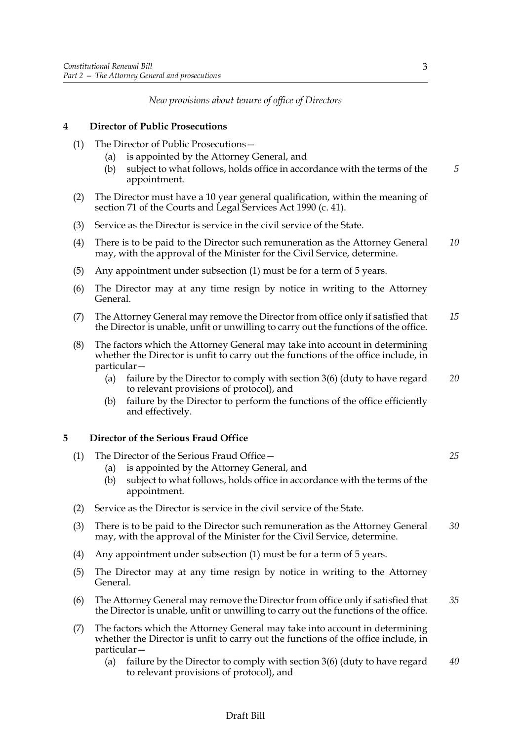*New provisions about tenure of office of Directors*

**4 Director of Public Prosecutions**

(1) The Director of Public Prosecutions—
  (a) is appointed by the Attorney General, and
  (b) subject to what follows, holds office in accordance with the terms of the appointment.

(2) The Director must have a 10 year general qualification, within the meaning of section 71 of the Courts and Legal Services Act 1990 (c. 41).

(3) Service as the Director is service in the civil service of the State.

(4) There is to be paid to the Director such remuneration as the Attorney General may, with the approval of the Minister for the Civil Service, determine.

(5) Any appointment under subsection (1) must be for a term of 5 years.

(6) The Director may at any time resign by notice in writing to the Attorney General.

(7) The Attorney General may remove the Director from office only if satisfied that the Director is unable, unfit or unwilling to carry out the functions of the office.

(8) The factors which the Attorney General may take into account in determining whether the Director is unfit to carry out the functions of the office include, in particular—
  (a) failure by the Director to comply with section 3(6) (duty to have regard to relevant provisions of protocol), and
  (b) failure by the Director to perform the functions of the office efficiently and effectively.

**5 Director of the Serious Fraud Office**

(1) The Director of the Serious Fraud Office—
  (a) is appointed by the Attorney General, and
  (b) subject to what follows, holds office in accordance with the terms of the appointment.

(2) Service as the Director is service in the civil service of the State.

(3) There is to be paid to the Director such remuneration as the Attorney General may, with the approval of the Minister for the Civil Service, determine.

(4) Any appointment under subsection (1) must be for a term of 5 years.

(5) The Director may at any time resign by notice in writing to the Attorney General.

(6) The Attorney General may remove the Director from office only if satisfied that the Director is unable, unfit or unwilling to carry out the functions of the office.

(7) The factors which the Attorney General may take into account in determining whether the Director is unfit to carry out the functions of the office include, in particular—
  (a) failure by the Director to comply with section 3(6) (duty to have regard to relevant provisions of protocol), and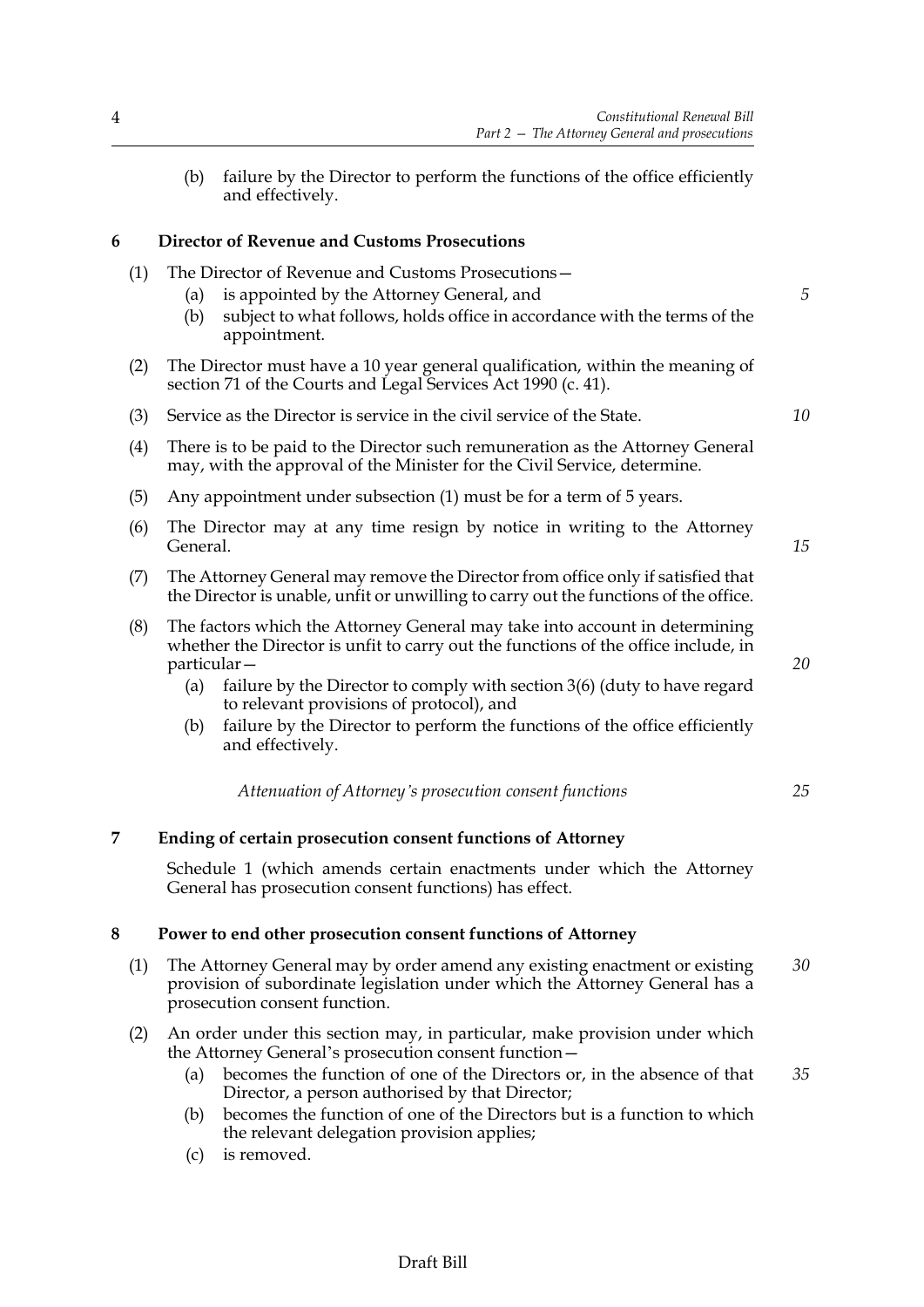(b) failure by the Director to perform the functions of the office efficiently and effectively.

## 6 Director of Revenue and Customs Prosecutions

(1) The Director of Revenue and Customs Prosecutions—

(a) is appointed by the Attorney General, and

(b) subject to what follows, holds office in accordance with the terms of the appointment.

(2) The Director must have a 10 year general qualification, within the meaning of section 71 of the Courts and Legal Services Act 1990 (c. 41).

(3) Service as the Director is service in the civil service of the State.

(4) There is to be paid to the Director such remuneration as the Attorney General may, with the approval of the Minister for the Civil Service, determine.

(5) Any appointment under subsection (1) must be for a term of 5 years.

(6) The Director may at any time resign by notice in writing to the Attorney General.

(7) The Attorney General may remove the Director from office only if satisfied that the Director is unable, unfit or unwilling to carry out the functions of the office.

(8) The factors which the Attorney General may take into account in determining whether the Director is unfit to carry out the functions of the office include, in particular—

(a) failure by the Director to comply with section 3(6) (duty to have regard to relevant provisions of protocol), and

(b) failure by the Director to perform the functions of the office efficiently and effectively.

*Attenuation of Attorney's prosecution consent functions*

## 7 Ending of certain prosecution consent functions of Attorney

Schedule 1 (which amends certain enactments under which the Attorney General has prosecution consent functions) has effect.

## 8 Power to end other prosecution consent functions of Attorney

(1) The Attorney General may by order amend any existing enactment or existing provision of subordinate legislation under which the Attorney General has a prosecution consent function.

(2) An order under this section may, in particular, make provision under which the Attorney General's prosecution consent function—

(a) becomes the function of one of the Directors or, in the absence of that Director, a person authorised by that Director;

(b) becomes the function of one of the Directors but is a function to which the relevant delegation provision applies;

(c) is removed.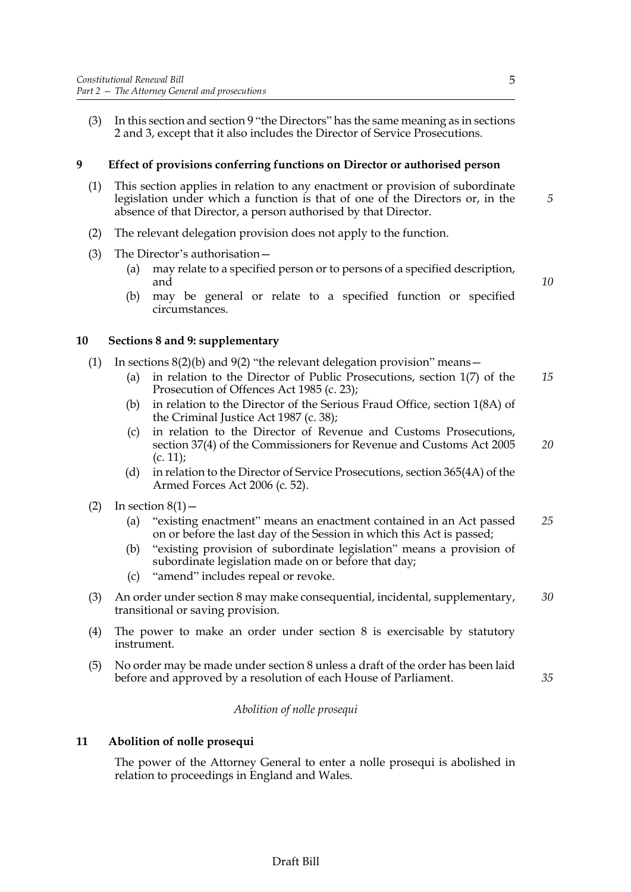(3) In this section and section 9 "the Directors" has the same meaning as in sections 2 and 3, except that it also includes the Director of Service Prosecutions.

### 9 Effect of provisions conferring functions on Director or authorised person

(1) This section applies in relation to any enactment or provision of subordinate legislation under which a function is that of one of the Directors or, in the absence of that Director, a person authorised by that Director.

(2) The relevant delegation provision does not apply to the function.

(3) The Director's authorisation—

- (a) may relate to a specified person or to persons of a specified description, and
- (b) may be general or relate to a specified function or specified circumstances.

### 10 Sections 8 and 9: supplementary

(1) In sections 8(2)(b) and 9(2) "the relevant delegation provision" means—

- (a) in relation to the Director of Public Prosecutions, section 1(7) of the Prosecution of Offences Act 1985 (c. 23);
- (b) in relation to the Director of the Serious Fraud Office, section 1(8A) of the Criminal Justice Act 1987 (c. 38);
- (c) in relation to the Director of Revenue and Customs Prosecutions, section 37(4) of the Commissioners for Revenue and Customs Act 2005 (c. 11);
- (d) in relation to the Director of Service Prosecutions, section 365(4A) of the Armed Forces Act 2006 (c. 52).

(2) In section 8(1)—

- (a) "existing enactment" means an enactment contained in an Act passed on or before the last day of the Session in which this Act is passed;
- (b) "existing provision of subordinate legislation" means a provision of subordinate legislation made on or before that day;
- (c) "amend" includes repeal or revoke.

(3) An order under section 8 may make consequential, incidental, supplementary, transitional or saving provision.

(4) The power to make an order under section 8 is exercisable by statutory instrument.

(5) No order may be made under section 8 unless a draft of the order has been laid before and approved by a resolution of each House of Parliament.

*Abolition of nolle prosequi*

### 11 Abolition of nolle prosequi

The power of the Attorney General to enter a nolle prosequi is abolished in relation to proceedings in England and Wales.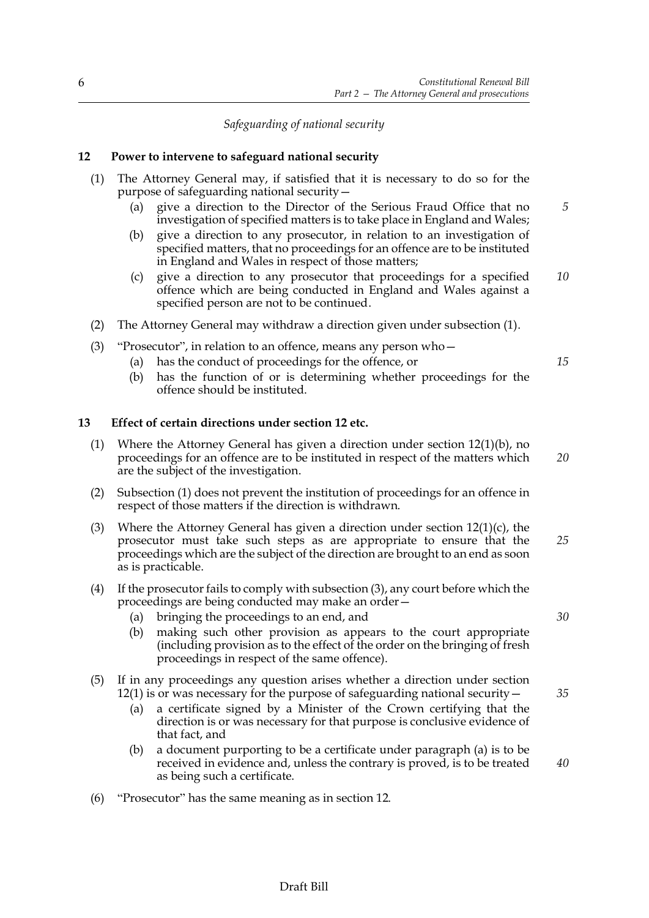*Safeguarding of national security*

### 12 Power to intervene to safeguard national security

(1) The Attorney General may, if satisfied that it is necessary to do so for the purpose of safeguarding national security—

  (a) give a direction to the Director of the Serious Fraud Office that no investigation of specified matters is to take place in England and Wales;

  (b) give a direction to any prosecutor, in relation to an investigation of specified matters, that no proceedings for an offence are to be instituted in England and Wales in respect of those matters;

  (c) give a direction to any prosecutor that proceedings for a specified offence which are being conducted in England and Wales against a specified person are not to be continued.

(2) The Attorney General may withdraw a direction given under subsection (1).

(3) "Prosecutor", in relation to an offence, means any person who—

  (a) has the conduct of proceedings for the offence, or

  (b) has the function of or is determining whether proceedings for the offence should be instituted.

### 13 Effect of certain directions under section 12 etc.

(1) Where the Attorney General has given a direction under section 12(1)(b), no proceedings for an offence are to be instituted in respect of the matters which are the subject of the investigation.

(2) Subsection (1) does not prevent the institution of proceedings for an offence in respect of those matters if the direction is withdrawn.

(3) Where the Attorney General has given a direction under section 12(1)(c), the prosecutor must take such steps as are appropriate to ensure that the proceedings which are the subject of the direction are brought to an end as soon as is practicable.

(4) If the prosecutor fails to comply with subsection (3), any court before which the proceedings are being conducted may make an order—

  (a) bringing the proceedings to an end, and

  (b) making such other provision as appears to the court appropriate (including provision as to the effect of the order on the bringing of fresh proceedings in respect of the same offence).

(5) If in any proceedings any question arises whether a direction under section 12(1) is or was necessary for the purpose of safeguarding national security—

  (a) a certificate signed by a Minister of the Crown certifying that the direction is or was necessary for that purpose is conclusive evidence of that fact, and

  (b) a document purporting to be a certificate under paragraph (a) is to be received in evidence and, unless the contrary is proved, is to be treated as being such a certificate.

(6) "Prosecutor" has the same meaning as in section 12.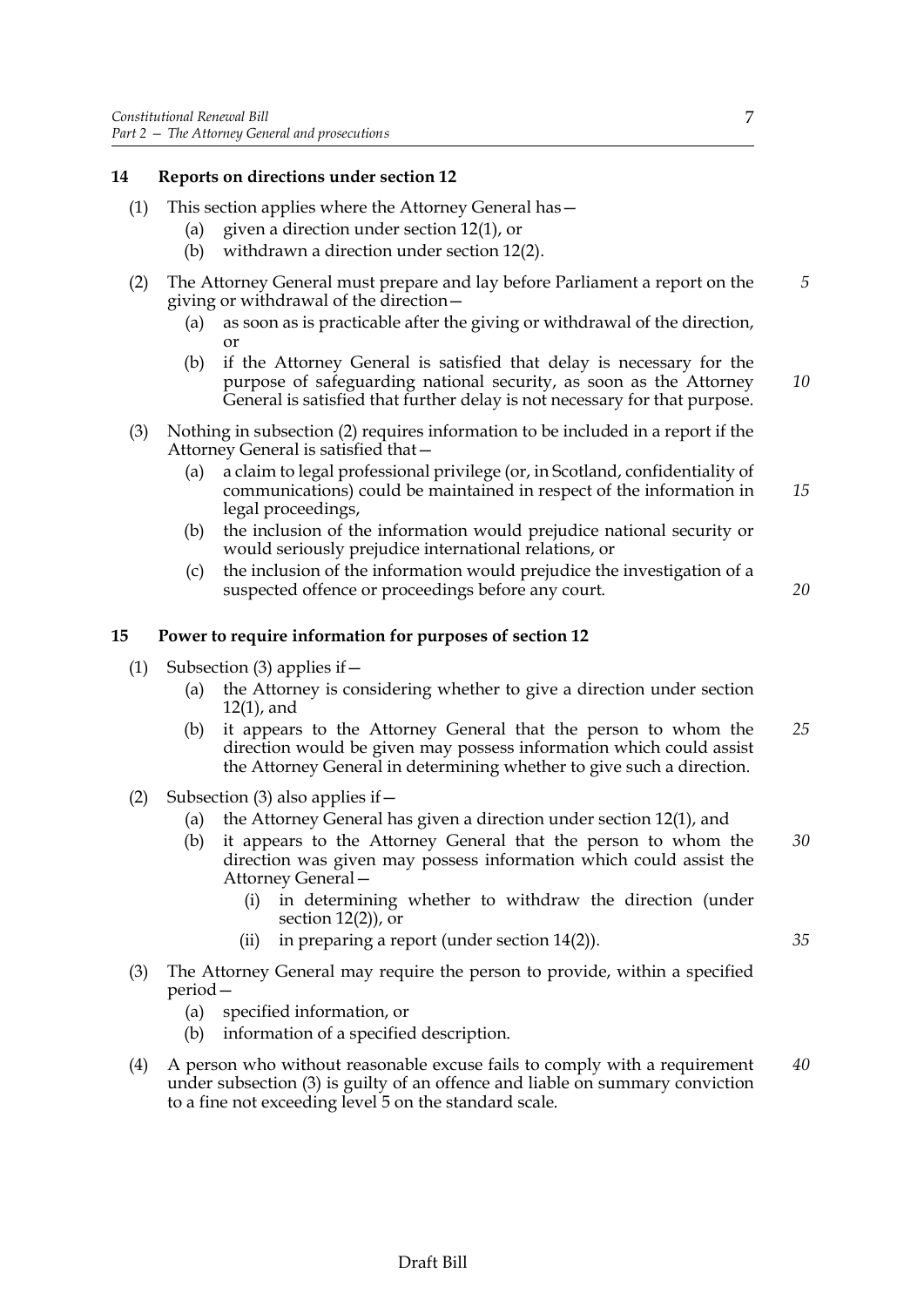## 14 Reports on directions under section 12

(1) This section applies where the Attorney General has—

(a) given a direction under section 12(1), or

(b) withdrawn a direction under section 12(2).

(2) The Attorney General must prepare and lay before Parliament a report on the giving or withdrawal of the direction—

(a) as soon as is practicable after the giving or withdrawal of the direction, or

(b) if the Attorney General is satisfied that delay is necessary for the purpose of safeguarding national security, as soon as the Attorney General is satisfied that further delay is not necessary for that purpose.

(3) Nothing in subsection (2) requires information to be included in a report if the Attorney General is satisfied that—

(a) a claim to legal professional privilege (or, in Scotland, confidentiality of communications) could be maintained in respect of the information in legal proceedings,

(b) the inclusion of the information would prejudice national security or would seriously prejudice international relations, or

(c) the inclusion of the information would prejudice the investigation of a suspected offence or proceedings before any court.

## 15 Power to require information for purposes of section 12

(1) Subsection (3) applies if—

(a) the Attorney is considering whether to give a direction under section 12(1), and

(b) it appears to the Attorney General that the person to whom the direction would be given may possess information which could assist the Attorney General in determining whether to give such a direction.

(2) Subsection (3) also applies if—

(a) the Attorney General has given a direction under section 12(1), and

(b) it appears to the Attorney General that the person to whom the direction was given may possess information which could assist the Attorney General—

(i) in determining whether to withdraw the direction (under section 12(2)), or

(ii) in preparing a report (under section 14(2)).

(3) The Attorney General may require the person to provide, within a specified period—

(a) specified information, or

(b) information of a specified description.

(4) A person who without reasonable excuse fails to comply with a requirement under subsection (3) is guilty of an offence and liable on summary conviction to a fine not exceeding level 5 on the standard scale.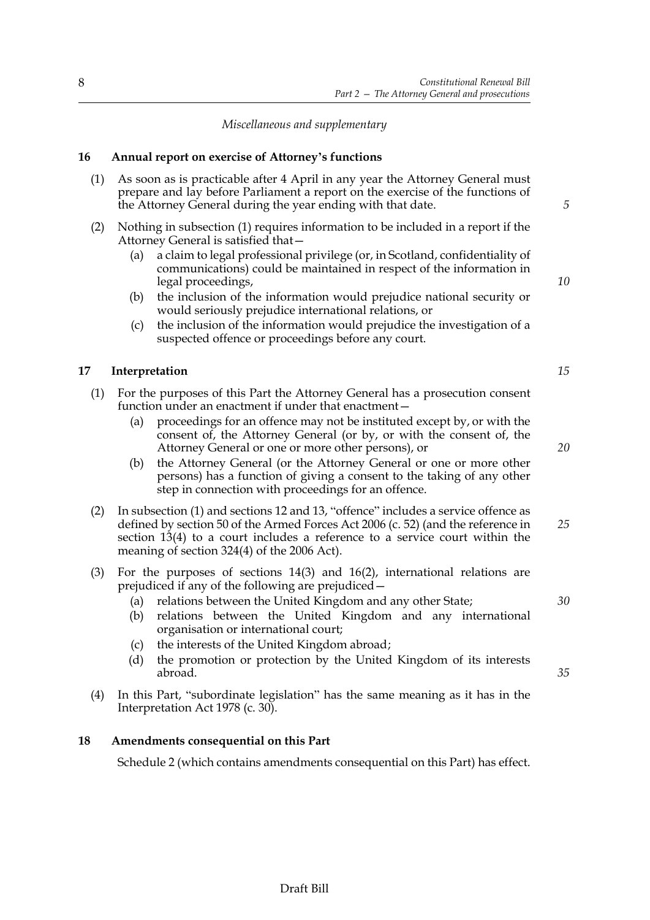*Miscellaneous and supplementary*

**16 Annual report on exercise of Attorney's functions**

(1) As soon as is practicable after 4 April in any year the Attorney General must prepare and lay before Parliament a report on the exercise of the functions of the Attorney General during the year ending with that date.

(2) Nothing in subsection (1) requires information to be included in a report if the Attorney General is satisfied that—

(a) a claim to legal professional privilege (or, in Scotland, confidentiality of communications) could be maintained in respect of the information in legal proceedings,

(b) the inclusion of the information would prejudice national security or would seriously prejudice international relations, or

(c) the inclusion of the information would prejudice the investigation of a suspected offence or proceedings before any court.

**17 Interpretation**

(1) For the purposes of this Part the Attorney General has a prosecution consent function under an enactment if under that enactment—

(a) proceedings for an offence may not be instituted except by, or with the consent of, the Attorney General (or by, or with the consent of, the Attorney General or one or more other persons), or

(b) the Attorney General (or the Attorney General or one or more other persons) has a function of giving a consent to the taking of any other step in connection with proceedings for an offence.

(2) In subsection (1) and sections 12 and 13, "offence" includes a service offence as defined by section 50 of the Armed Forces Act 2006 (c. 52) (and the reference in section 13(4) to a court includes a reference to a service court within the meaning of section 324(4) of the 2006 Act).

(3) For the purposes of sections 14(3) and 16(2), international relations are prejudiced if any of the following are prejudiced—

(a) relations between the United Kingdom and any other State;

(b) relations between the United Kingdom and any international organisation or international court;

(c) the interests of the United Kingdom abroad;

(d) the promotion or protection by the United Kingdom of its interests abroad.

(4) In this Part, "subordinate legislation" has the same meaning as it has in the Interpretation Act 1978 (c. 30).

**18 Amendments consequential on this Part**

Schedule 2 (which contains amendments consequential on this Part) has effect.